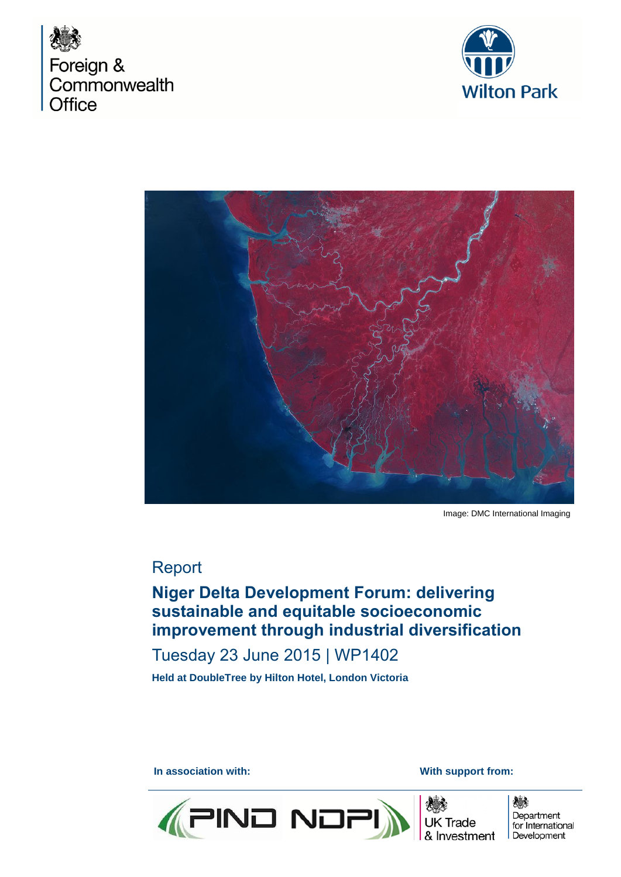Foreign & Commonwealth Office

Wilton Park

Image: DMC International Imaging

Report

# Niger Delta Development Forum: delivering sustainable and equitable socioeconomic improvement through industrial diversification

Tuesday 23 June 2015 | WP1402

**Held at DoubleTree by Hilton Hotel, London Victoria**

**In association with:**

PIND NDPI

**With support from:**

UK Trade & Investment

Department for International Development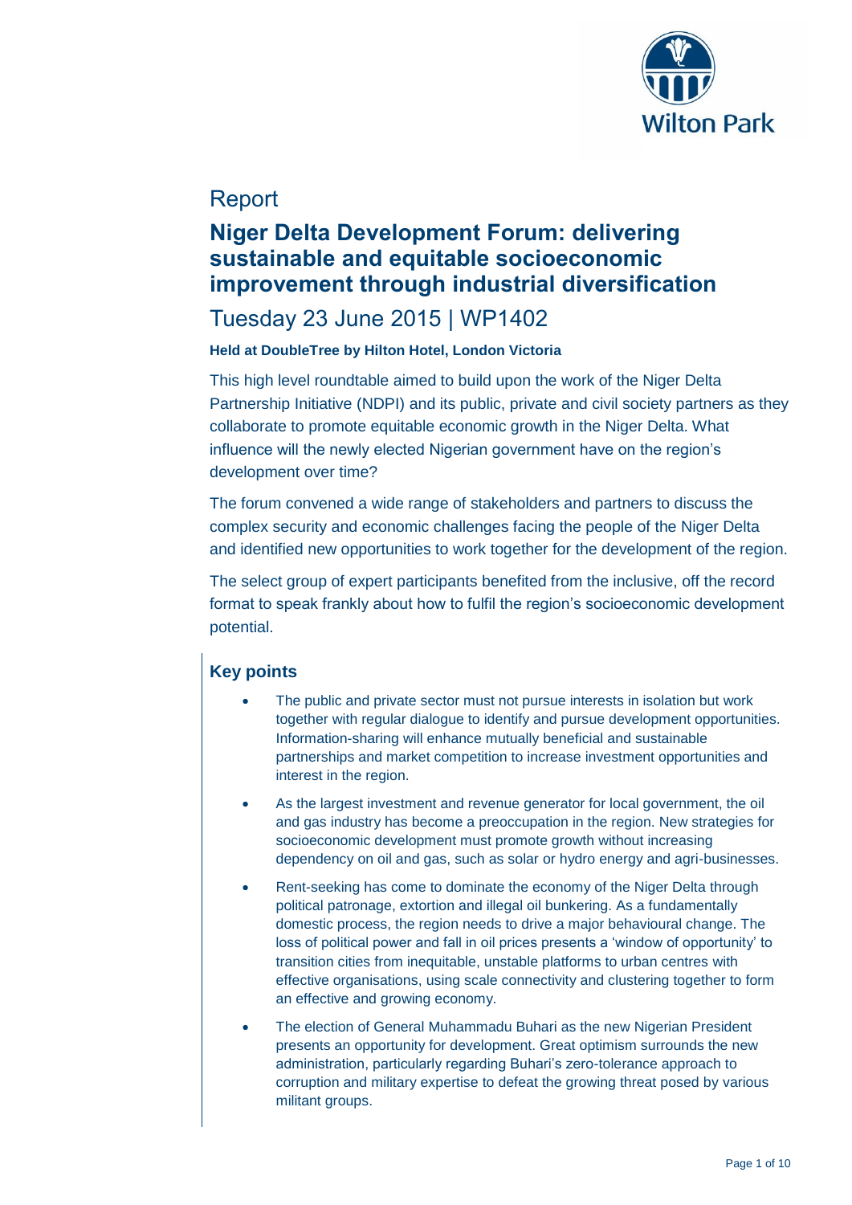# Report

## Niger Delta Development Forum: delivering sustainable and equitable socioeconomic improvement through industrial diversification

# Tuesday 23 June 2015 | WP1402

**Held at DoubleTree by Hilton Hotel, London Victoria**

This high level roundtable aimed to build upon the work of the Niger Delta Partnership Initiative (NDPI) and its public, private and civil society partners as they collaborate to promote equitable economic growth in the Niger Delta. What influence will the newly elected Nigerian government have on the region's development over time?

The forum convened a wide range of stakeholders and partners to discuss the complex security and economic challenges facing the people of the Niger Delta and identified new opportunities to work together for the development of the region.

The select group of expert participants benefited from the inclusive, off the record format to speak frankly about how to fulfil the region's socioeconomic development potential.

### Key points

- The public and private sector must not pursue interests in isolation but work together with regular dialogue to identify and pursue development opportunities. Information-sharing will enhance mutually beneficial and sustainable partnerships and market competition to increase investment opportunities and interest in the region.
- As the largest investment and revenue generator for local government, the oil and gas industry has become a preoccupation in the region. New strategies for socioeconomic development must promote growth without increasing dependency on oil and gas, such as solar or hydro energy and agri-businesses.
- Rent-seeking has come to dominate the economy of the Niger Delta through political patronage, extortion and illegal oil bunkering. As a fundamentally domestic process, the region needs to drive a major behavioural change. The loss of political power and fall in oil prices presents a 'window of opportunity' to transition cities from inequitable, unstable platforms to urban centres with effective organisations, using scale connectivity and clustering together to form an effective and growing economy.
- The election of General Muhammadu Buhari as the new Nigerian President presents an opportunity for development. Great optimism surrounds the new administration, particularly regarding Buhari's zero-tolerance approach to corruption and military expertise to defeat the growing threat posed by various militant groups.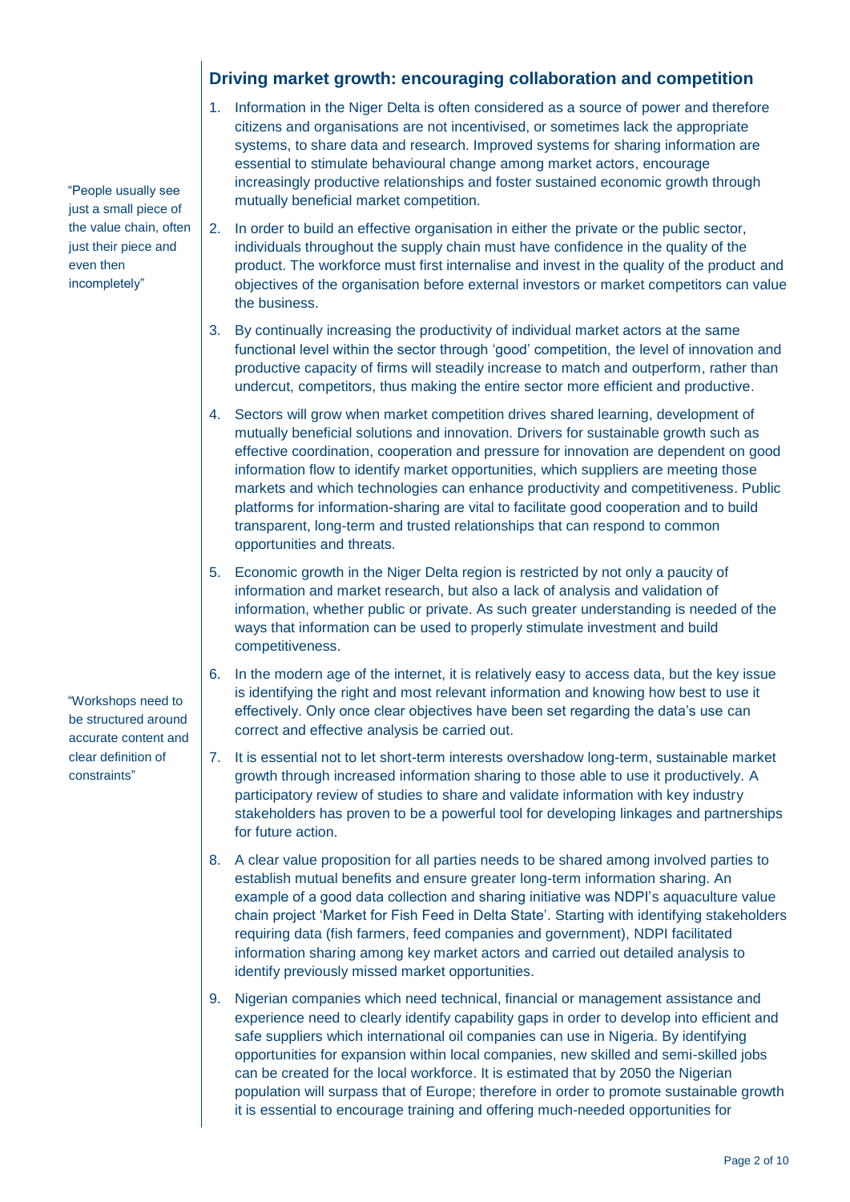## Driving market growth: encouraging collaboration and competition

> "People usually see just a small piece of the value chain, often just their piece and even then incompletely"

1. Information in the Niger Delta is often considered as a source of power and therefore citizens and organisations are not incentivised, or sometimes lack the appropriate systems, to share data and research. Improved systems for sharing information are essential to stimulate behavioural change among market actors, encourage increasingly productive relationships and foster sustained economic growth through mutually beneficial market competition.
2. In order to build an effective organisation in either the private or the public sector, individuals throughout the supply chain must have confidence in the quality of the product. The workforce must first internalise and invest in the quality of the product and objectives of the organisation before external investors or market competitors can value the business.
3. By continually increasing the productivity of individual market actors at the same functional level within the sector through 'good' competition, the level of innovation and productive capacity of firms will steadily increase to match and outperform, rather than undercut, competitors, thus making the entire sector more efficient and productive.
4. Sectors will grow when market competition drives shared learning, development of mutually beneficial solutions and innovation. Drivers for sustainable growth such as effective coordination, cooperation and pressure for innovation are dependent on good information flow to identify market opportunities, which suppliers are meeting those markets and which technologies can enhance productivity and competitiveness. Public platforms for information-sharing are vital to facilitate good cooperation and to build transparent, long-term and trusted relationships that can respond to common opportunities and threats.
5. Economic growth in the Niger Delta region is restricted by not only a paucity of information and market research, but also a lack of analysis and validation of information, whether public or private. As such greater understanding is needed of the ways that information can be used to properly stimulate investment and build competitiveness.
6. In the modern age of the internet, it is relatively easy to access data, but the key issue is identifying the right and most relevant information and knowing how best to use it effectively. Only once clear objectives have been set regarding the data's use can correct and effective analysis be carried out.

> "Workshops need to be structured around accurate content and clear definition of constraints"

7. It is essential not to let short-term interests overshadow long-term, sustainable market growth through increased information sharing to those able to use it productively. A participatory review of studies to share and validate information with key industry stakeholders has proven to be a powerful tool for developing linkages and partnerships for future action.
8. A clear value proposition for all parties needs to be shared among involved parties to establish mutual benefits and ensure greater long-term information sharing. An example of a good data collection and sharing initiative was NDPI's aquaculture value chain project 'Market for Fish Feed in Delta State'. Starting with identifying stakeholders requiring data (fish farmers, feed companies and government), NDPI facilitated information sharing among key market actors and carried out detailed analysis to identify previously missed market opportunities.
9. Nigerian companies which need technical, financial or management assistance and experience need to clearly identify capability gaps in order to develop into efficient and safe suppliers which international oil companies can use in Nigeria. By identifying opportunities for expansion within local companies, new skilled and semi-skilled jobs can be created for the local workforce. It is estimated that by 2050 the Nigerian population will surpass that of Europe; therefore in order to promote sustainable growth it is essential to encourage training and offering much-needed opportunities for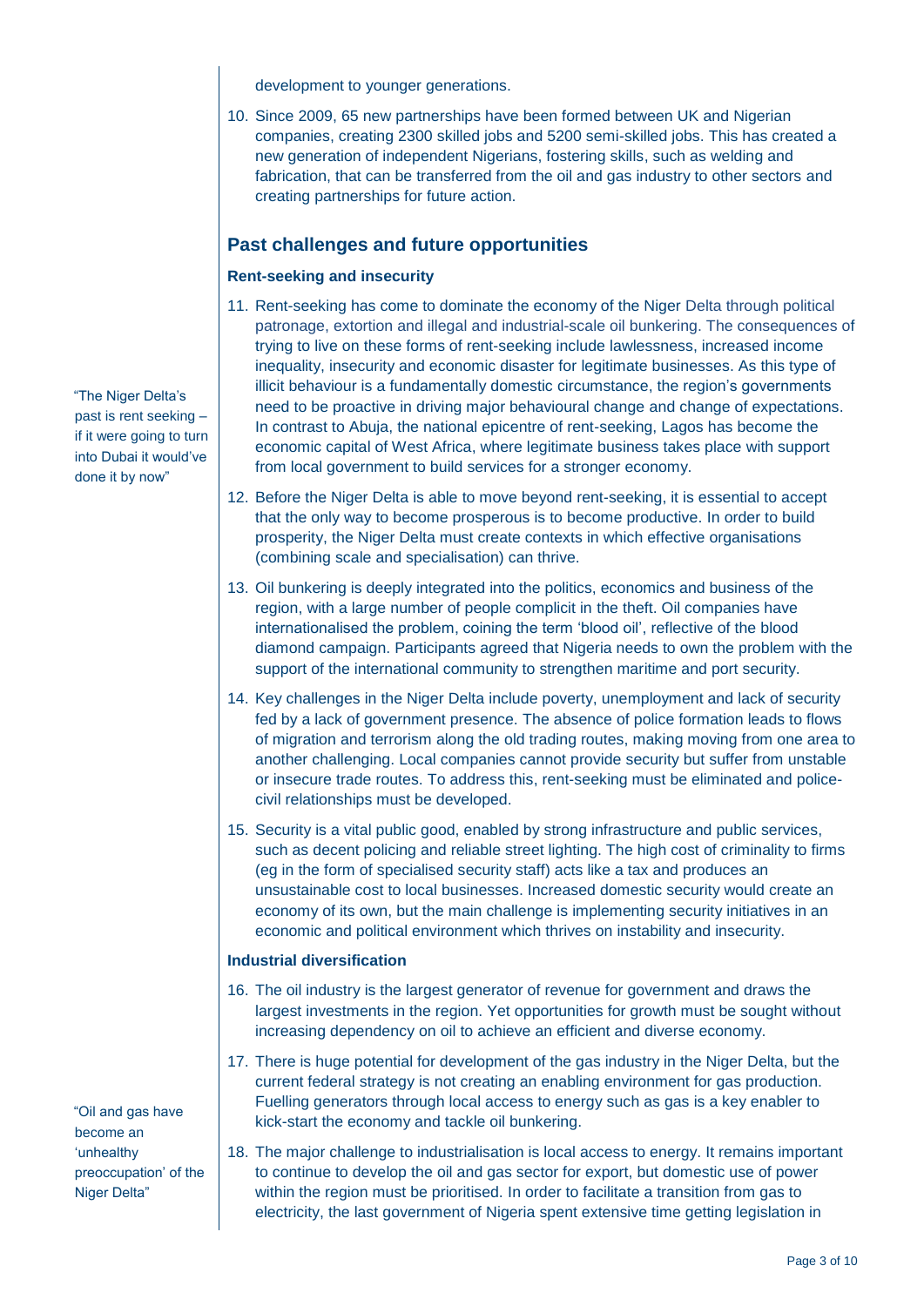development to younger generations.

10. Since 2009, 65 new partnerships have been formed between UK and Nigerian companies, creating 2300 skilled jobs and 5200 semi-skilled jobs. This has created a new generation of independent Nigerians, fostering skills, such as welding and fabrication, that can be transferred from the oil and gas industry to other sectors and creating partnerships for future action.

## Past challenges and future opportunities

### Rent-seeking and insecurity

11. Rent-seeking has come to dominate the economy of the Niger Delta through political patronage, extortion and illegal and industrial-scale oil bunkering. The consequences of trying to live on these forms of rent-seeking include lawlessness, increased income inequality, insecurity and economic disaster for legitimate businesses. As this type of illicit behaviour is a fundamentally domestic circumstance, the region's governments need to be proactive in driving major behavioural change and change of expectations. In contrast to Abuja, the national epicentre of rent-seeking, Lagos has become the economic capital of West Africa, where legitimate business takes place with support from local government to build services for a stronger economy.

> "The Niger Delta's past is rent seeking – if it were going to turn into Dubai it would've done it by now"

12. Before the Niger Delta is able to move beyond rent-seeking, it is essential to accept that the only way to become prosperous is to become productive. In order to build prosperity, the Niger Delta must create contexts in which effective organisations (combining scale and specialisation) can thrive.

13. Oil bunkering is deeply integrated into the politics, economics and business of the region, with a large number of people complicit in the theft. Oil companies have internationalised the problem, coining the term 'blood oil', reflective of the blood diamond campaign. Participants agreed that Nigeria needs to own the problem with the support of the international community to strengthen maritime and port security.

14. Key challenges in the Niger Delta include poverty, unemployment and lack of security fed by a lack of government presence. The absence of police formation leads to flows of migration and terrorism along the old trading routes, making moving from one area to another challenging. Local companies cannot provide security but suffer from unstable or insecure trade routes. To address this, rent-seeking must be eliminated and police-civil relationships must be developed.

15. Security is a vital public good, enabled by strong infrastructure and public services, such as decent policing and reliable street lighting. The high cost of criminality to firms (eg in the form of specialised security staff) acts like a tax and produces an unsustainable cost to local businesses. Increased domestic security would create an economy of its own, but the main challenge is implementing security initiatives in an economic and political environment which thrives on instability and insecurity.

### Industrial diversification

16. The oil industry is the largest generator of revenue for government and draws the largest investments in the region. Yet opportunities for growth must be sought without increasing dependency on oil to achieve an efficient and diverse economy.

17. There is huge potential for development of the gas industry in the Niger Delta, but the current federal strategy is not creating an enabling environment for gas production. Fuelling generators through local access to energy such as gas is a key enabler to kick-start the economy and tackle oil bunkering.

> "Oil and gas have become an 'unhealthy preoccupation' of the Niger Delta"

18. The major challenge to industrialisation is local access to energy. It remains important to continue to develop the oil and gas sector for export, but domestic use of power within the region must be prioritised. In order to facilitate a transition from gas to electricity, the last government of Nigeria spent extensive time getting legislation in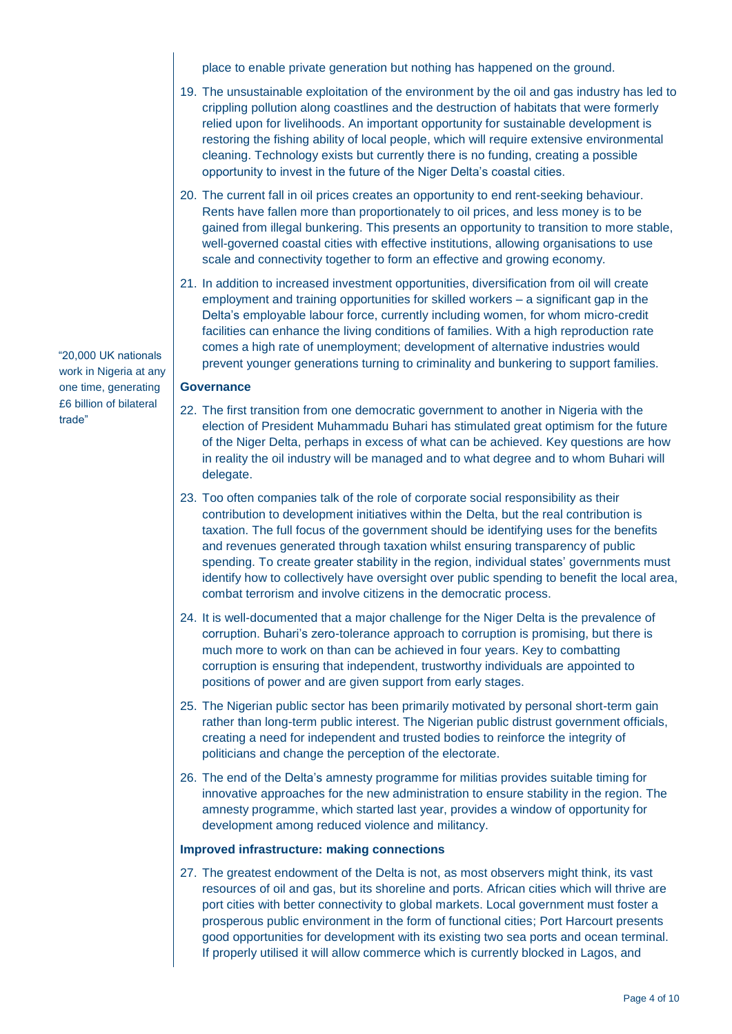place to enable private generation but nothing has happened on the ground.

19. The unsustainable exploitation of the environment by the oil and gas industry has led to crippling pollution along coastlines and the destruction of habitats that were formerly relied upon for livelihoods. An important opportunity for sustainable development is restoring the fishing ability of local people, which will require extensive environmental cleaning. Technology exists but currently there is no funding, creating a possible opportunity to invest in the future of the Niger Delta's coastal cities.

20. The current fall in oil prices creates an opportunity to end rent-seeking behaviour. Rents have fallen more than proportionately to oil prices, and less money is to be gained from illegal bunkering. This presents an opportunity to transition to more stable, well-governed coastal cities with effective institutions, allowing organisations to use scale and connectivity together to form an effective and growing economy.

21. In addition to increased investment opportunities, diversification from oil will create employment and training opportunities for skilled workers – a significant gap in the Delta's employable labour force, currently including women, for whom micro-credit facilities can enhance the living conditions of families. With a high reproduction rate comes a high rate of unemployment; development of alternative industries would prevent younger generations turning to criminality and bunkering to support families.

"20,000 UK nationals work in Nigeria at any one time, generating £6 billion of bilateral trade"

### Governance

22. The first transition from one democratic government to another in Nigeria with the election of President Muhammadu Buhari has stimulated great optimism for the future of the Niger Delta, perhaps in excess of what can be achieved. Key questions are how in reality the oil industry will be managed and to what degree and to whom Buhari will delegate.

23. Too often companies talk of the role of corporate social responsibility as their contribution to development initiatives within the Delta, but the real contribution is taxation. The full focus of the government should be identifying uses for the benefits and revenues generated through taxation whilst ensuring transparency of public spending. To create greater stability in the region, individual states' governments must identify how to collectively have oversight over public spending to benefit the local area, combat terrorism and involve citizens in the democratic process.

24. It is well-documented that a major challenge for the Niger Delta is the prevalence of corruption. Buhari's zero-tolerance approach to corruption is promising, but there is much more to work on than can be achieved in four years. Key to combatting corruption is ensuring that independent, trustworthy individuals are appointed to positions of power and are given support from early stages.

25. The Nigerian public sector has been primarily motivated by personal short-term gain rather than long-term public interest. The Nigerian public distrust government officials, creating a need for independent and trusted bodies to reinforce the integrity of politicians and change the perception of the electorate.

26. The end of the Delta's amnesty programme for militias provides suitable timing for innovative approaches for the new administration to ensure stability in the region. The amnesty programme, which started last year, provides a window of opportunity for development among reduced violence and militancy.

### Improved infrastructure: making connections

27. The greatest endowment of the Delta is not, as most observers might think, its vast resources of oil and gas, but its shoreline and ports. African cities which will thrive are port cities with better connectivity to global markets. Local government must foster a prosperous public environment in the form of functional cities; Port Harcourt presents good opportunities for development with its existing two sea ports and ocean terminal. If properly utilised it will allow commerce which is currently blocked in Lagos, and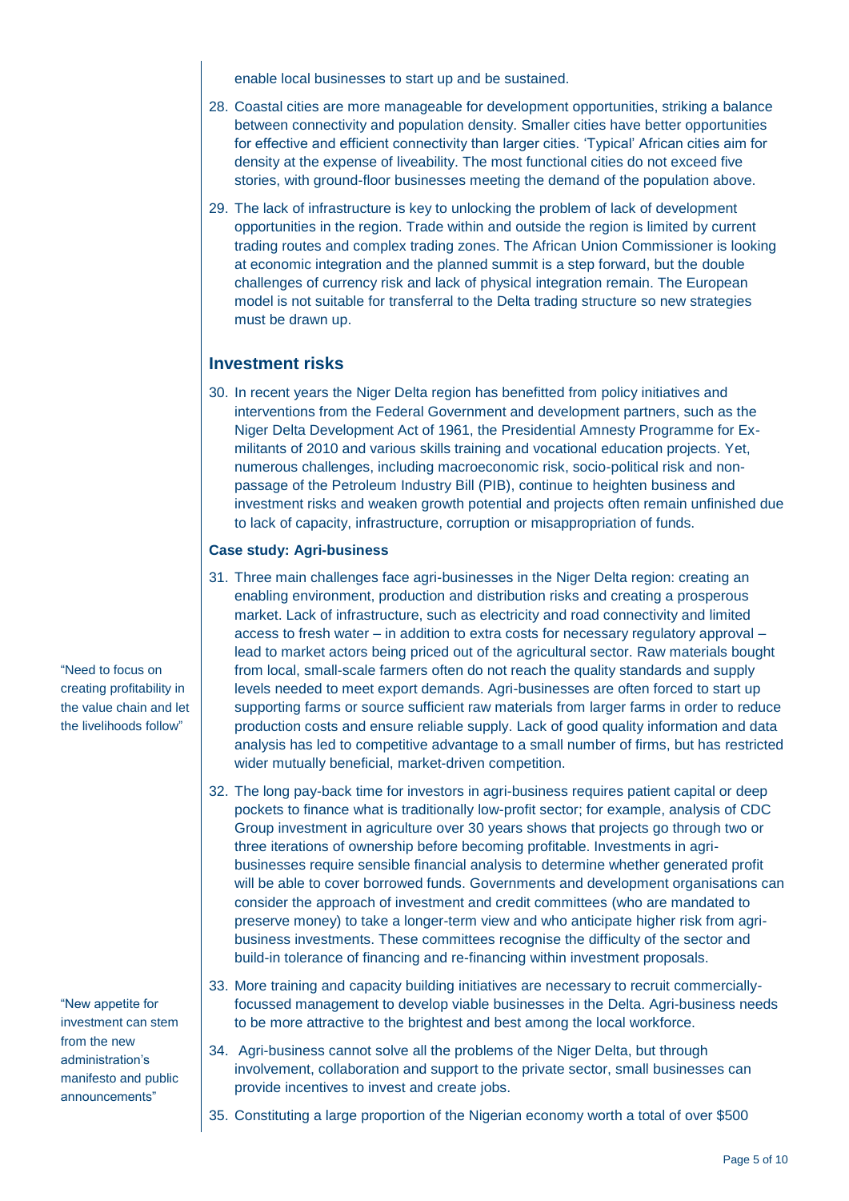enable local businesses to start up and be sustained.

28. Coastal cities are more manageable for development opportunities, striking a balance between connectivity and population density. Smaller cities have better opportunities for effective and efficient connectivity than larger cities. 'Typical' African cities aim for density at the expense of liveability. The most functional cities do not exceed five stories, with ground-floor businesses meeting the demand of the population above.

29. The lack of infrastructure is key to unlocking the problem of lack of development opportunities in the region. Trade within and outside the region is limited by current trading routes and complex trading zones. The African Union Commissioner is looking at economic integration and the planned summit is a step forward, but the double challenges of currency risk and lack of physical integration remain. The European model is not suitable for transferral to the Delta trading structure so new strategies must be drawn up.

## Investment risks

30. In recent years the Niger Delta region has benefitted from policy initiatives and interventions from the Federal Government and development partners, such as the Niger Delta Development Act of 1961, the Presidential Amnesty Programme for Ex-militants of 2010 and various skills training and vocational education projects. Yet, numerous challenges, including macroeconomic risk, socio-political risk and non-passage of the Petroleum Industry Bill (PIB), continue to heighten business and investment risks and weaken growth potential and projects often remain unfinished due to lack of capacity, infrastructure, corruption or misappropriation of funds.

### Case study: Agri-business

"Need to focus on creating profitability in the value chain and let the livelihoods follow"

31. Three main challenges face agri-businesses in the Niger Delta region: creating an enabling environment, production and distribution risks and creating a prosperous market. Lack of infrastructure, such as electricity and road connectivity and limited access to fresh water – in addition to extra costs for necessary regulatory approval – lead to market actors being priced out of the agricultural sector. Raw materials bought from local, small-scale farmers often do not reach the quality standards and supply levels needed to meet export demands. Agri-businesses are often forced to start up supporting farms or source sufficient raw materials from larger farms in order to reduce production costs and ensure reliable supply. Lack of good quality information and data analysis has led to competitive advantage to a small number of firms, but has restricted wider mutually beneficial, market-driven competition.

32. The long pay-back time for investors in agri-business requires patient capital or deep pockets to finance what is traditionally low-profit sector; for example, analysis of CDC Group investment in agriculture over 30 years shows that projects go through two or three iterations of ownership before becoming profitable. Investments in agri-businesses require sensible financial analysis to determine whether generated profit will be able to cover borrowed funds. Governments and development organisations can consider the approach of investment and credit committees (who are mandated to preserve money) to take a longer-term view and who anticipate higher risk from agri-business investments. These committees recognise the difficulty of the sector and build-in tolerance of financing and re-financing within investment proposals.

"New appetite for investment can stem from the new administration's manifesto and public announcements"

33. More training and capacity building initiatives are necessary to recruit commercially-focussed management to develop viable businesses in the Delta. Agri-business needs to be more attractive to the brightest and best among the local workforce.

34. Agri-business cannot solve all the problems of the Niger Delta, but through involvement, collaboration and support to the private sector, small businesses can provide incentives to invest and create jobs.

35. Constituting a large proportion of the Nigerian economy worth a total of over $500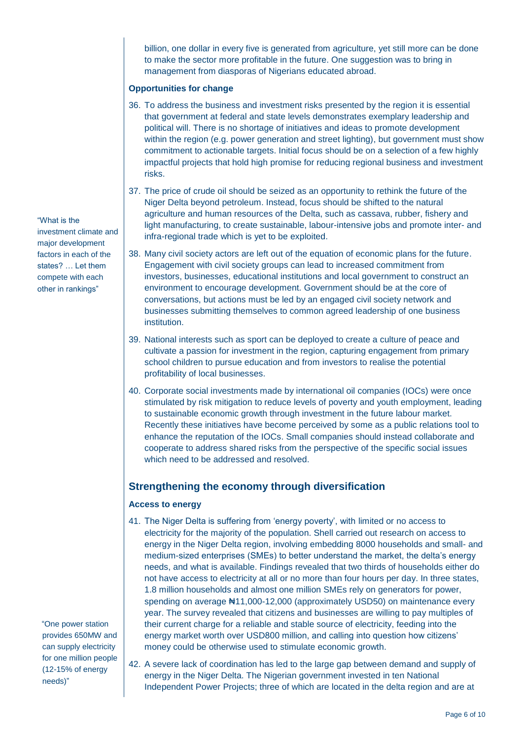billion, one dollar in every five is generated from agriculture, yet still more can be done to make the sector more profitable in the future. One suggestion was to bring in management from diasporas of Nigerians educated abroad.

**Opportunities for change**

36. To address the business and investment risks presented by the region it is essential that government at federal and state levels demonstrates exemplary leadership and political will. There is no shortage of initiatives and ideas to promote development within the region (e.g. power generation and street lighting), but government must show commitment to actionable targets. Initial focus should be on a selection of a few highly impactful projects that hold high promise for reducing regional business and investment risks.

37. The price of crude oil should be seized as an opportunity to rethink the future of the Niger Delta beyond petroleum. Instead, focus should be shifted to the natural agriculture and human resources of the Delta, such as cassava, rubber, fishery and light manufacturing, to create sustainable, labour-intensive jobs and promote inter- and infra-regional trade which is yet to be exploited.

> "What is the investment climate and major development factors in each of the states? … Let them compete with each other in rankings"

38. Many civil society actors are left out of the equation of economic plans for the future. Engagement with civil society groups can lead to increased commitment from investors, businesses, educational institutions and local government to construct an environment to encourage development. Government should be at the core of conversations, but actions must be led by an engaged civil society network and businesses submitting themselves to common agreed leadership of one business institution.

39. National interests such as sport can be deployed to create a culture of peace and cultivate a passion for investment in the region, capturing engagement from primary school children to pursue education and from investors to realise the potential profitability of local businesses.

40. Corporate social investments made by international oil companies (IOCs) were once stimulated by risk mitigation to reduce levels of poverty and youth employment, leading to sustainable economic growth through investment in the future labour market. Recently these initiatives have become perceived by some as a public relations tool to enhance the reputation of the IOCs. Small companies should instead collaborate and cooperate to address shared risks from the perspective of the specific social issues which need to be addressed and resolved.

## Strengthening the economy through diversification

**Access to energy**

41. The Niger Delta is suffering from 'energy poverty', with limited or no access to electricity for the majority of the population. Shell carried out research on access to energy in the Niger Delta region, involving embedding 8000 households and small- and medium-sized enterprises (SMEs) to better understand the market, the delta's energy needs, and what is available. Findings revealed that two thirds of households either do not have access to electricity at all or no more than four hours per day. In three states, 1.8 million households and almost one million SMEs rely on generators for power, spending on average ₦11,000-12,000 (approximately USD50) on maintenance every year. The survey revealed that citizens and businesses are willing to pay multiples of their current charge for a reliable and stable source of electricity, feeding into the energy market worth over USD800 million, and calling into question how citizens' money could be otherwise used to stimulate economic growth.

> "One power station provides 650MW and can supply electricity for one million people (12-15% of energy needs)"

42. A severe lack of coordination has led to the large gap between demand and supply of energy in the Niger Delta. The Nigerian government invested in ten National Independent Power Projects; three of which are located in the delta region and are at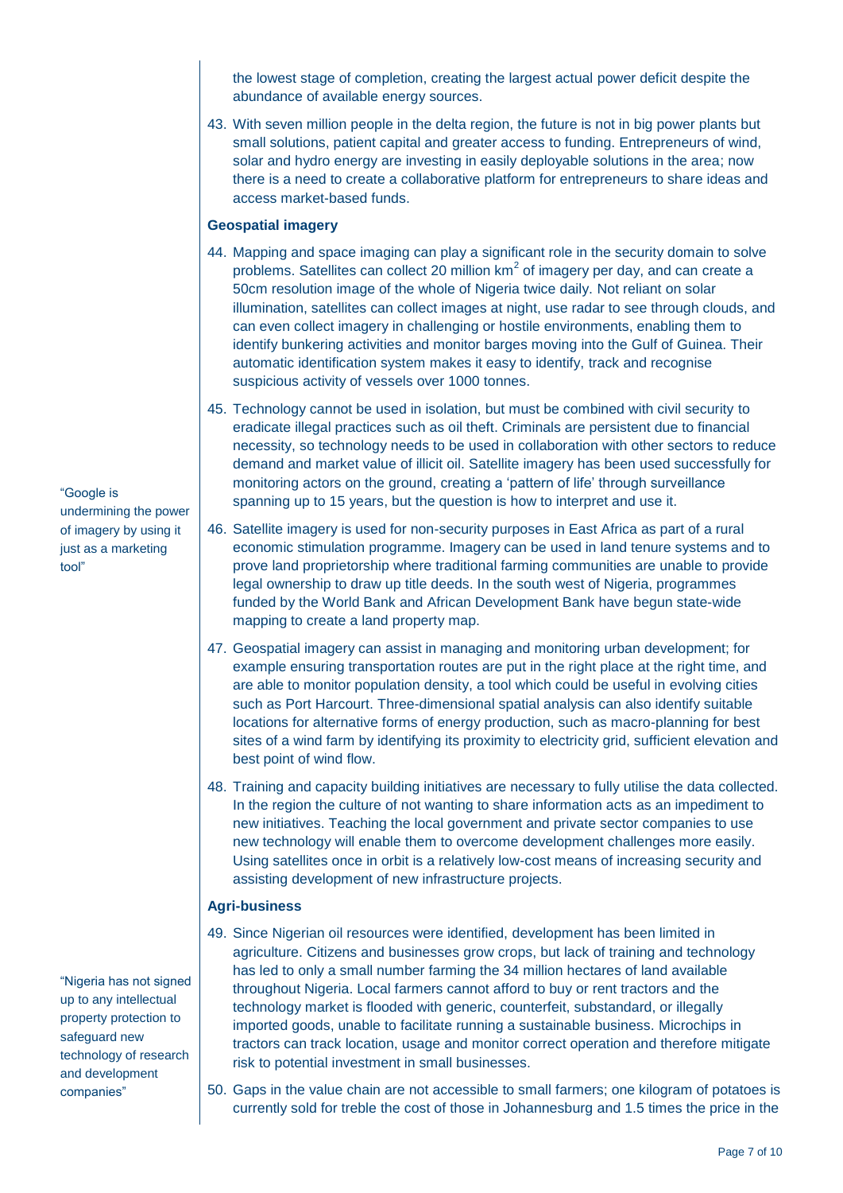the lowest stage of completion, creating the largest actual power deficit despite the abundance of available energy sources.

43. With seven million people in the delta region, the future is not in big power plants but small solutions, patient capital and greater access to funding. Entrepreneurs of wind, solar and hydro energy are investing in easily deployable solutions in the area; now there is a need to create a collaborative platform for entrepreneurs to share ideas and access market-based funds.

### Geospatial imagery

44. Mapping and space imaging can play a significant role in the security domain to solve problems. Satellites can collect 20 million km$^2$ of imagery per day, and can create a 50cm resolution image of the whole of Nigeria twice daily. Not reliant on solar illumination, satellites can collect images at night, use radar to see through clouds, and can even collect imagery in challenging or hostile environments, enabling them to identify bunkering activities and monitor barges moving into the Gulf of Guinea. Their automatic identification system makes it easy to identify, track and recognise suspicious activity of vessels over 1000 tonnes.

45. Technology cannot be used in isolation, but must be combined with civil security to eradicate illegal practices such as oil theft. Criminals are persistent due to financial necessity, so technology needs to be used in collaboration with other sectors to reduce demand and market value of illicit oil. Satellite imagery has been used successfully for monitoring actors on the ground, creating a 'pattern of life' through surveillance spanning up to 15 years, but the question is how to interpret and use it.

> "Google is undermining the power of imagery by using it just as a marketing tool"

46. Satellite imagery is used for non-security purposes in East Africa as part of a rural economic stimulation programme. Imagery can be used in land tenure systems and to prove land proprietorship where traditional farming communities are unable to provide legal ownership to draw up title deeds. In the south west of Nigeria, programmes funded by the World Bank and African Development Bank have begun state-wide mapping to create a land property map.

47. Geospatial imagery can assist in managing and monitoring urban development; for example ensuring transportation routes are put in the right place at the right time, and are able to monitor population density, a tool which could be useful in evolving cities such as Port Harcourt. Three-dimensional spatial analysis can also identify suitable locations for alternative forms of energy production, such as macro-planning for best sites of a wind farm by identifying its proximity to electricity grid, sufficient elevation and best point of wind flow.

48. Training and capacity building initiatives are necessary to fully utilise the data collected. In the region the culture of not wanting to share information acts as an impediment to new initiatives. Teaching the local government and private sector companies to use new technology will enable them to overcome development challenges more easily. Using satellites once in orbit is a relatively low-cost means of increasing security and assisting development of new infrastructure projects.

### Agri-business

49. Since Nigerian oil resources were identified, development has been limited in agriculture. Citizens and businesses grow crops, but lack of training and technology has led to only a small number farming the 34 million hectares of land available throughout Nigeria. Local farmers cannot afford to buy or rent tractors and the technology market is flooded with generic, counterfeit, substandard, or illegally imported goods, unable to facilitate running a sustainable business. Microchips in tractors can track location, usage and monitor correct operation and therefore mitigate risk to potential investment in small businesses.

> "Nigeria has not signed up to any intellectual property protection to safeguard new technology of research and development companies"

50. Gaps in the value chain are not accessible to small farmers; one kilogram of potatoes is currently sold for treble the cost of those in Johannesburg and 1.5 times the price in the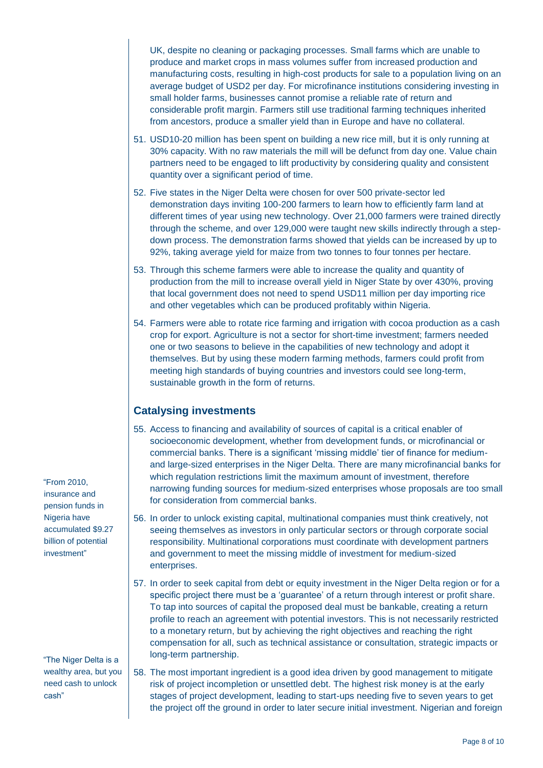UK, despite no cleaning or packaging processes. Small farms which are unable to produce and market crops in mass volumes suffer from increased production and manufacturing costs, resulting in high-cost products for sale to a population living on an average budget of USD2 per day. For microfinance institutions considering investing in small holder farms, businesses cannot promise a reliable rate of return and considerable profit margin. Farmers still use traditional farming techniques inherited from ancestors, produce a smaller yield than in Europe and have no collateral.

51. USD10-20 million has been spent on building a new rice mill, but it is only running at 30% capacity. With no raw materials the mill will be defunct from day one. Value chain partners need to be engaged to lift productivity by considering quality and consistent quantity over a significant period of time.

52. Five states in the Niger Delta were chosen for over 500 private-sector led demonstration days inviting 100-200 farmers to learn how to efficiently farm land at different times of year using new technology. Over 21,000 farmers were trained directly through the scheme, and over 129,000 were taught new skills indirectly through a step-down process. The demonstration farms showed that yields can be increased by up to 92%, taking average yield for maize from two tonnes to four tonnes per hectare.

53. Through this scheme farmers were able to increase the quality and quantity of production from the mill to increase overall yield in Niger State by over 430%, proving that local government does not need to spend USD11 million per day importing rice and other vegetables which can be produced profitably within Nigeria.

54. Farmers were able to rotate rice farming and irrigation with cocoa production as a cash crop for export. Agriculture is not a sector for short-time investment; farmers needed one or two seasons to believe in the capabilities of new technology and adopt it themselves. But by using these modern farming methods, farmers could profit from meeting high standards of buying countries and investors could see long-term, sustainable growth in the form of returns.

## Catalysing investments

55. Access to financing and availability of sources of capital is a critical enabler of socioeconomic development, whether from development funds, or microfinancial or commercial banks. There is a significant 'missing middle' tier of finance for medium- and large-sized enterprises in the Niger Delta. There are many microfinancial banks for which regulation restrictions limit the maximum amount of investment, therefore narrowing funding sources for medium-sized enterprises whose proposals are too small for consideration from commercial banks.

> "From 2010, insurance and pension funds in Nigeria have accumulated $9.27 billion of potential investment"

56. In order to unlock existing capital, multinational companies must think creatively, not seeing themselves as investors in only particular sectors or through corporate social responsibility. Multinational corporations must coordinate with development partners and government to meet the missing middle of investment for medium-sized enterprises.

57. In order to seek capital from debt or equity investment in the Niger Delta region or for a specific project there must be a 'guarantee' of a return through interest or profit share. To tap into sources of capital the proposed deal must be bankable, creating a return profile to reach an agreement with potential investors. This is not necessarily restricted to a monetary return, but by achieving the right objectives and reaching the right compensation for all, such as technical assistance or consultation, strategic impacts or long-term partnership.

> "The Niger Delta is a wealthy area, but you need cash to unlock cash"

58. The most important ingredient is a good idea driven by good management to mitigate risk of project incompletion or unsettled debt. The highest risk money is at the early stages of project development, leading to start-ups needing five to seven years to get the project off the ground in order to later secure initial investment. Nigerian and foreign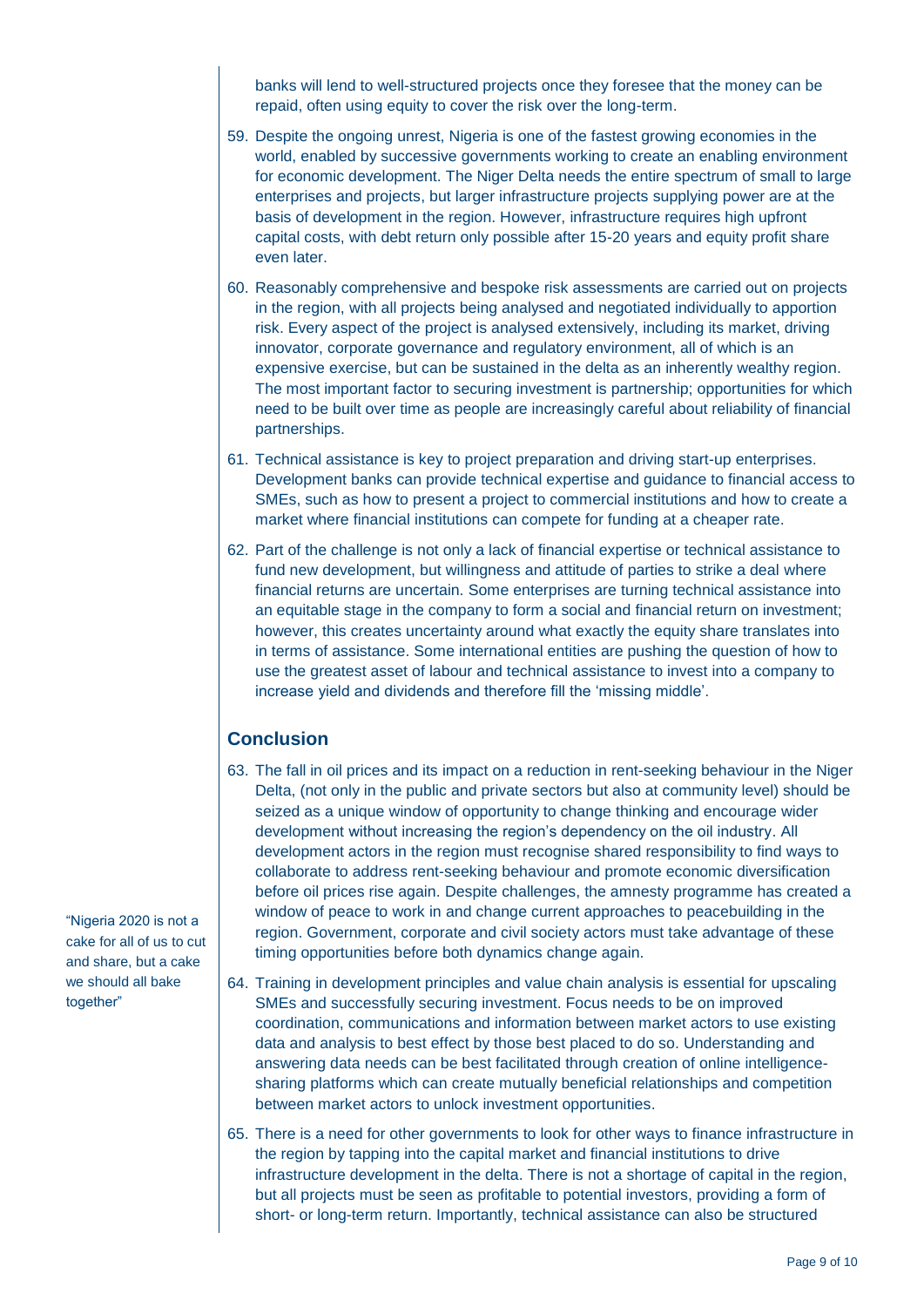banks will lend to well-structured projects once they foresee that the money can be repaid, often using equity to cover the risk over the long-term.

59. Despite the ongoing unrest, Nigeria is one of the fastest growing economies in the world, enabled by successive governments working to create an enabling environment for economic development. The Niger Delta needs the entire spectrum of small to large enterprises and projects, but larger infrastructure projects supplying power are at the basis of development in the region. However, infrastructure requires high upfront capital costs, with debt return only possible after 15-20 years and equity profit share even later.

60. Reasonably comprehensive and bespoke risk assessments are carried out on projects in the region, with all projects being analysed and negotiated individually to apportion risk. Every aspect of the project is analysed extensively, including its market, driving innovator, corporate governance and regulatory environment, all of which is an expensive exercise, but can be sustained in the delta as an inherently wealthy region. The most important factor to securing investment is partnership; opportunities for which need to be built over time as people are increasingly careful about reliability of financial partnerships.

61. Technical assistance is key to project preparation and driving start-up enterprises. Development banks can provide technical expertise and guidance to financial access to SMEs, such as how to present a project to commercial institutions and how to create a market where financial institutions can compete for funding at a cheaper rate.

62. Part of the challenge is not only a lack of financial expertise or technical assistance to fund new development, but willingness and attitude of parties to strike a deal where financial returns are uncertain. Some enterprises are turning technical assistance into an equitable stage in the company to form a social and financial return on investment; however, this creates uncertainty around what exactly the equity share translates into in terms of assistance. Some international entities are pushing the question of how to use the greatest asset of labour and technical assistance to invest into a company to increase yield and dividends and therefore fill the 'missing middle'.

## Conclusion

63. The fall in oil prices and its impact on a reduction in rent-seeking behaviour in the Niger Delta, (not only in the public and private sectors but also at community level) should be seized as a unique window of opportunity to change thinking and encourage wider development without increasing the region's dependency on the oil industry. All development actors in the region must recognise shared responsibility to find ways to collaborate to address rent-seeking behaviour and promote economic diversification before oil prices rise again. Despite challenges, the amnesty programme has created a window of peace to work in and change current approaches to peacebuilding in the region. Government, corporate and civil society actors must take advantage of these timing opportunities before both dynamics change again.

"Nigeria 2020 is not a cake for all of us to cut and share, but a cake we should all bake together"

64. Training in development principles and value chain analysis is essential for upscaling SMEs and successfully securing investment. Focus needs to be on improved coordination, communications and information between market actors to use existing data and analysis to best effect by those best placed to do so. Understanding and answering data needs can be best facilitated through creation of online intelligence-sharing platforms which can create mutually beneficial relationships and competition between market actors to unlock investment opportunities.

65. There is a need for other governments to look for other ways to finance infrastructure in the region by tapping into the capital market and financial institutions to drive infrastructure development in the delta. There is not a shortage of capital in the region, but all projects must be seen as profitable to potential investors, providing a form of short- or long-term return. Importantly, technical assistance can also be structured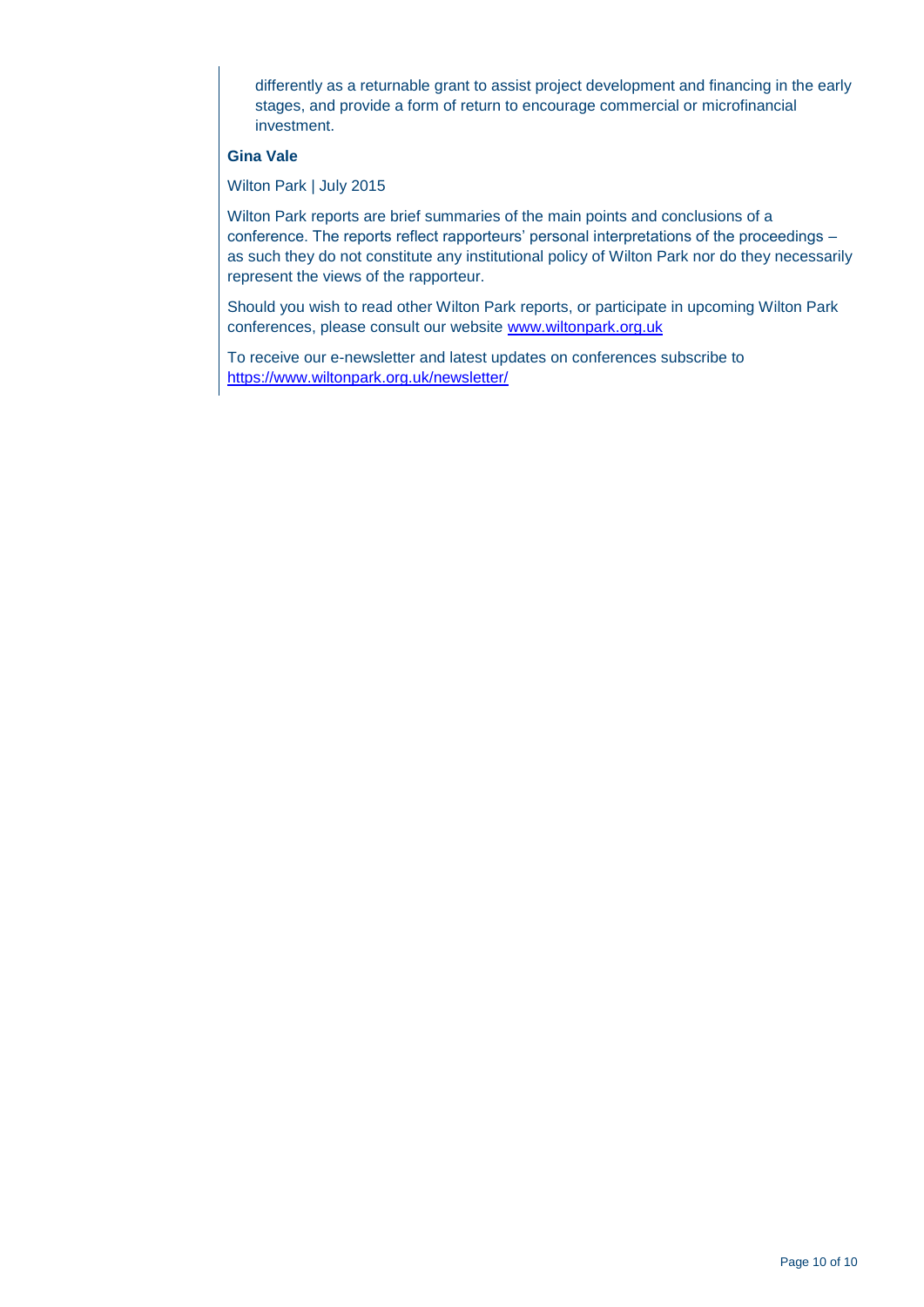differently as a returnable grant to assist project development and financing in the early stages, and provide a form of return to encourage commercial or microfinancial investment.

**Gina Vale**

Wilton Park | July 2015

Wilton Park reports are brief summaries of the main points and conclusions of a conference. The reports reflect rapporteurs' personal interpretations of the proceedings – as such they do not constitute any institutional policy of Wilton Park nor do they necessarily represent the views of the rapporteur.

Should you wish to read other Wilton Park reports, or participate in upcoming Wilton Park conferences, please consult our website [www.wiltonpark.org.uk](http://www.wiltonpark.org.uk)

To receive our e-newsletter and latest updates on conferences subscribe to [https://www.wiltonpark.org.uk/newsletter/](https://www.wiltonpark.org.uk/newsletter/)